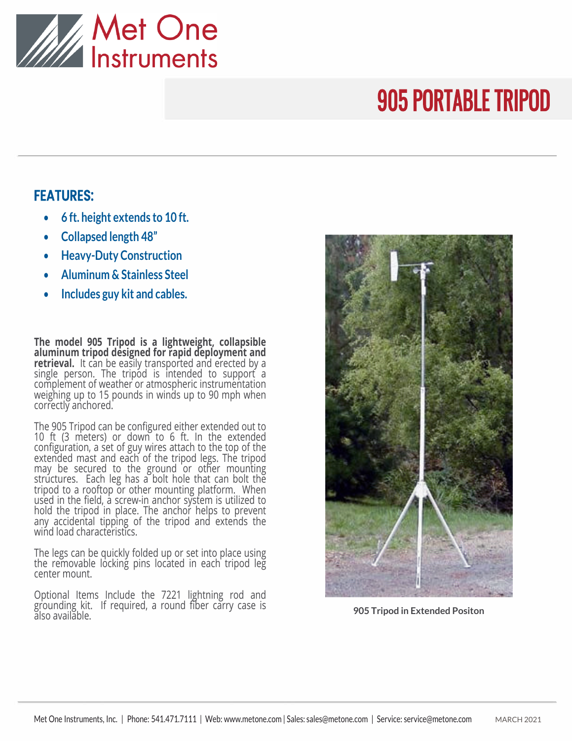# 905 PORTABLE TRIPOD

## FEATURES:

- 6 ft. height extends to 10 ft.
- Collapsed length 48"
- Heavy-Duty Construction
- Aluminum & Stainless Steel
- Includes guy kit and cables.

**The model 905 Tripod is a lightweight, collapsible aluminum tripod designed for rapid deployment and retrieval.** It can be easily transported and erected by a single person. The tripod is intended to support a complement of weather or atmospheric instrumentation weighing up to 15 pounds in winds up to 90 mph when correctly anchored.

The 905 Tripod can be configured either extended out to 10 ft (3 meters) or down to 6 ft. In the extended configuration, a set of guy wires attach to the top of the extended mast and each of the tripod legs. The tripod may be secured to the ground or other mounting structures. Each leg has a bolt hole that can bolt the tripod to a rooftop or other mounting platform. When used in the field, a screw-in anchor system is utilized to hold the tripod in place. The anchor helps to prevent any accidental tipping of the tripod and extends the wind load characteristics.

The legs can be quickly folded up or set into place using the removable locking pins located in each tripod leg center mount.

Optional Items Include the 7221 lightning rod and grounding kit. If required, a round fiber carry case is also available.

**905 Tripod in Extended Positon**

Met One Instruments, Inc. | Phone: 541.471.7111 | Web: www.metone.com | Sales: sales@metone.com | Service: service@metone.com MARCH 2021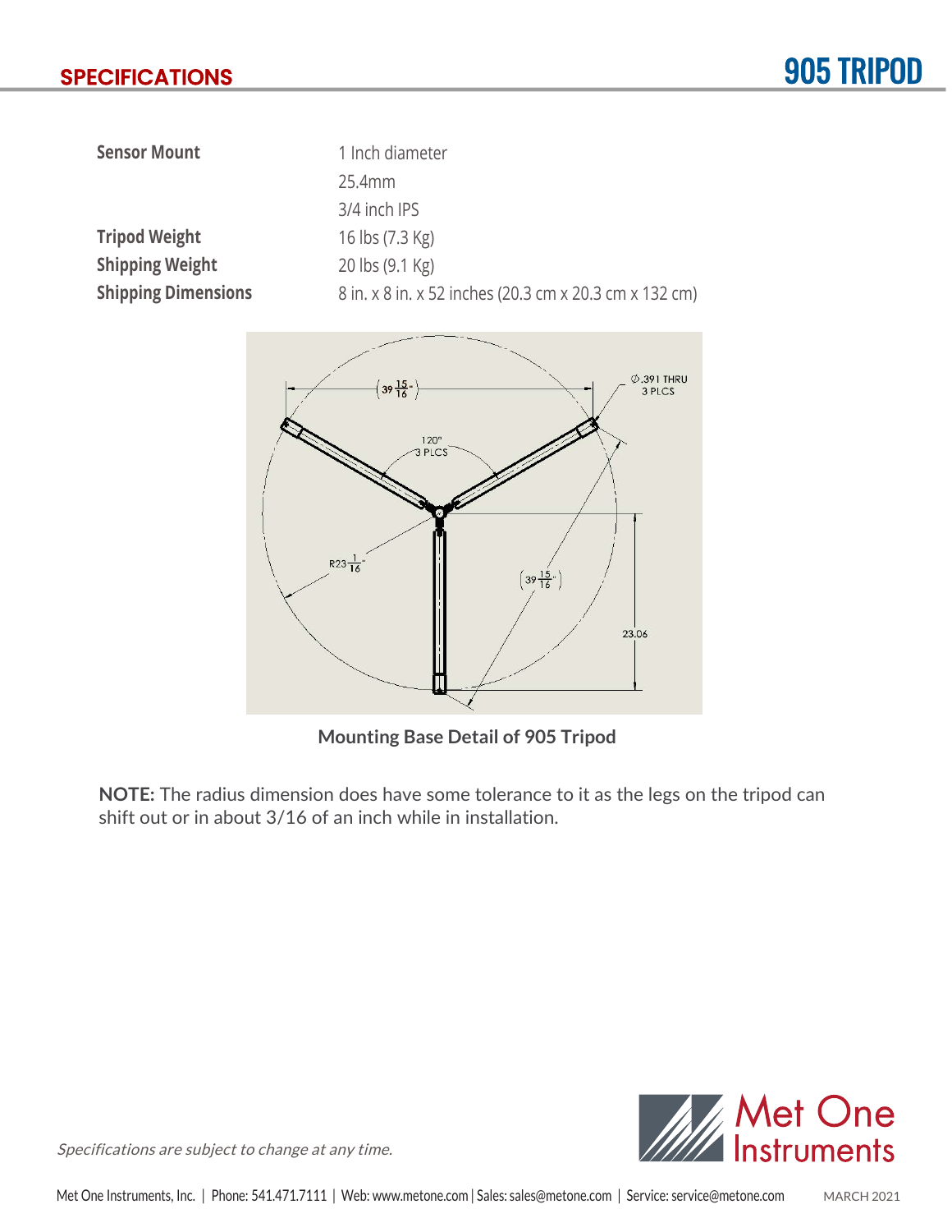## SPECIFICATIONS

# 905 TRIPOD

| | |
|---|---|
| **Sensor Mount** | 1 Inch diameter |
| | 25.4mm |
| | 3/4 inch IPS |
| **Tripod Weight** | 16 lbs (7.3 Kg) |
| **Shipping Weight** | 20 lbs (9.1 Kg) |
| **Shipping Dimensions** | 8 in. x 8 in. x 52 inches (20.3 cm x 20.3 cm x 132 cm) |

(39 15/16")

∅.391 THRU
3 PLCS

120°
3 PLCS

R23 1/16"

(39 15/16")

23.06

**Mounting Base Detail of 905 Tripod**

**NOTE:** The radius dimension does have some tolerance to it as the legs on the tripod can shift out or in about 3/16 of an inch while in installation.

*Specifications are subject to change at any time.*

Met One Instruments

Met One Instruments, Inc. | Phone: 541.471.7111 | Web: www.metone.com | Sales: sales@metone.com | Service: service@metone.com MARCH 2021